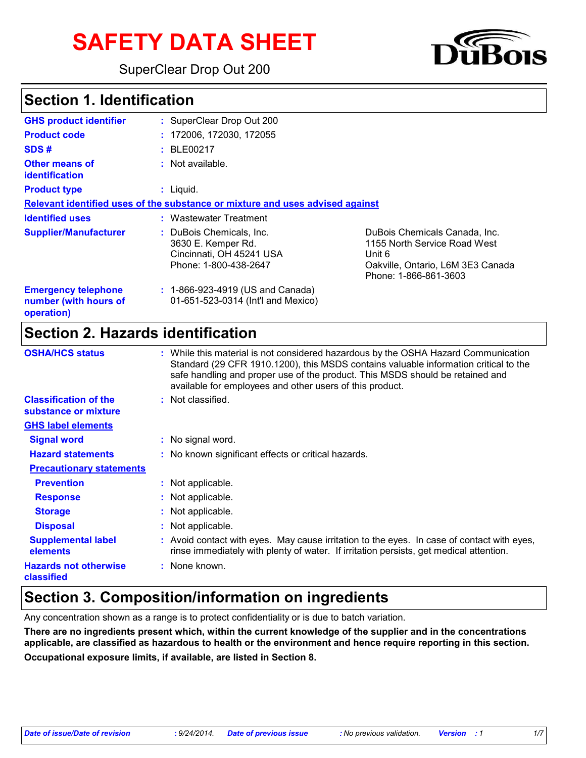# SAFETY DATA SHEET

SuperClear Drop Out 200

DuBois

## Section 1. Identification

| | |
|---|---|
| **GHS product identifier** | : SuperClear Drop Out 200 |
| **Product code** | : 172006, 172030, 172055 |
| **SDS #** | : BLE00217 |
| **Other means of identification** | : Not available. |
| **Product type** | : Liquid. |

**Relevant identified uses of the substance or mixture and uses advised against**

| | | |
|---|---|---|
| **Identified uses** | : Wastewater Treatment | |
| **Supplier/Manufacturer** | : DuBois Chemicals, Inc.<br>3630 E. Kemper Rd.<br>Cincinnati, OH 45241 USA<br>Phone: 1-800-438-2647 | DuBois Chemicals Canada, Inc.<br>1155 North Service Road West<br>Unit 6<br>Oakville, Ontario, L6M 3E3 Canada<br>Phone: 1-866-861-3603 |
| **Emergency telephone number (with hours of operation)** | : 1-866-923-4919 (US and Canada)<br>01-651-523-0314 (Int'l and Mexico) | |

## Section 2. Hazards identification

| | |
|---|---|
| **OSHA/HCS status** | : While this material is not considered hazardous by the OSHA Hazard Communication Standard (29 CFR 1910.1200), this MSDS contains valuable information critical to the safe handling and proper use of the product. This MSDS should be retained and available for employees and other users of this product. |
| **Classification of the substance or mixture** | : Not classified. |

**GHS label elements**

| | |
|---|---|
| **Signal word** | : No signal word. |
| **Hazard statements** | : No known significant effects or critical hazards. |

**Precautionary statements**

| | |
|---|---|
| **Prevention** | : Not applicable. |
| **Response** | : Not applicable. |
| **Storage** | : Not applicable. |
| **Disposal** | : Not applicable. |
| **Supplemental label elements** | : Avoid contact with eyes. May cause irritation to the eyes. In case of contact with eyes, rinse immediately with plenty of water. If irritation persists, get medical attention. |
| **Hazards not otherwise classified** | : None known. |

## Section 3. Composition/information on ingredients

Any concentration shown as a range is to protect confidentiality or is due to batch variation.

**There are no ingredients present which, within the current knowledge of the supplier and in the concentrations applicable, are classified as hazardous to health or the environment and hence require reporting in this section.**

**Occupational exposure limits, if available, are listed in Section 8.**

*Date of issue/Date of revision : 9/24/2014. Date of previous issue : No previous validation. Version : 1*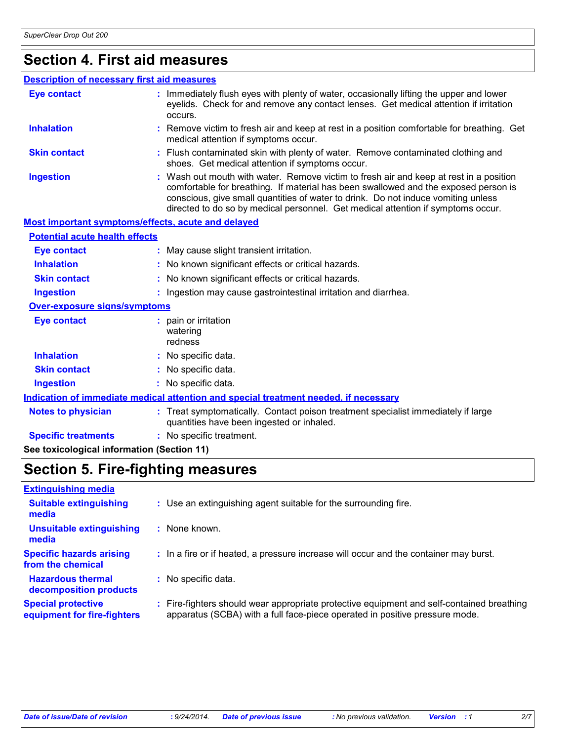# Section 4. First aid measures

## Description of necessary first aid measures

| | |
|---|---|
| **Eye contact** | Immediately flush eyes with plenty of water, occasionally lifting the upper and lower eyelids. Check for and remove any contact lenses. Get medical attention if irritation occurs. |
| **Inhalation** | Remove victim to fresh air and keep at rest in a position comfortable for breathing. Get medical attention if symptoms occur. |
| **Skin contact** | Flush contaminated skin with plenty of water. Remove contaminated clothing and shoes. Get medical attention if symptoms occur. |
| **Ingestion** | Wash out mouth with water. Remove victim to fresh air and keep at rest in a position comfortable for breathing. If material has been swallowed and the exposed person is conscious, give small quantities of water to drink. Do not induce vomiting unless directed to do so by medical personnel. Get medical attention if symptoms occur. |

## Most important symptoms/effects, acute and delayed

### Potential acute health effects

| | |
|---|---|
| **Eye contact** | May cause slight transient irritation. |
| **Inhalation** | No known significant effects or critical hazards. |
| **Skin contact** | No known significant effects or critical hazards. |
| **Ingestion** | Ingestion may cause gastrointestinal irritation and diarrhea. |

### Over-exposure signs/symptoms

| | |
|---|---|
| **Eye contact** | pain or irritation<br>watering<br>redness |
| **Inhalation** | No specific data. |
| **Skin contact** | No specific data. |
| **Ingestion** | No specific data. |

## Indication of immediate medical attention and special treatment needed, if necessary

| | |
|---|---|
| **Notes to physician** | Treat symptomatically. Contact poison treatment specialist immediately if large quantities have been ingested or inhaled. |
| **Specific treatments** | No specific treatment. |

**See toxicological information (Section 11)**

# Section 5. Fire-fighting measures

## Extinguishing media

| | |
|---|---|
| **Suitable extinguishing media** | Use an extinguishing agent suitable for the surrounding fire. |
| **Unsuitable extinguishing media** | None known. |
| **Specific hazards arising from the chemical** | In a fire or if heated, a pressure increase will occur and the container may burst. |
| **Hazardous thermal decomposition products** | No specific data. |
| **Special protective equipment for fire-fighters** | Fire-fighters should wear appropriate protective equipment and self-contained breathing apparatus (SCBA) with a full face-piece operated in positive pressure mode. |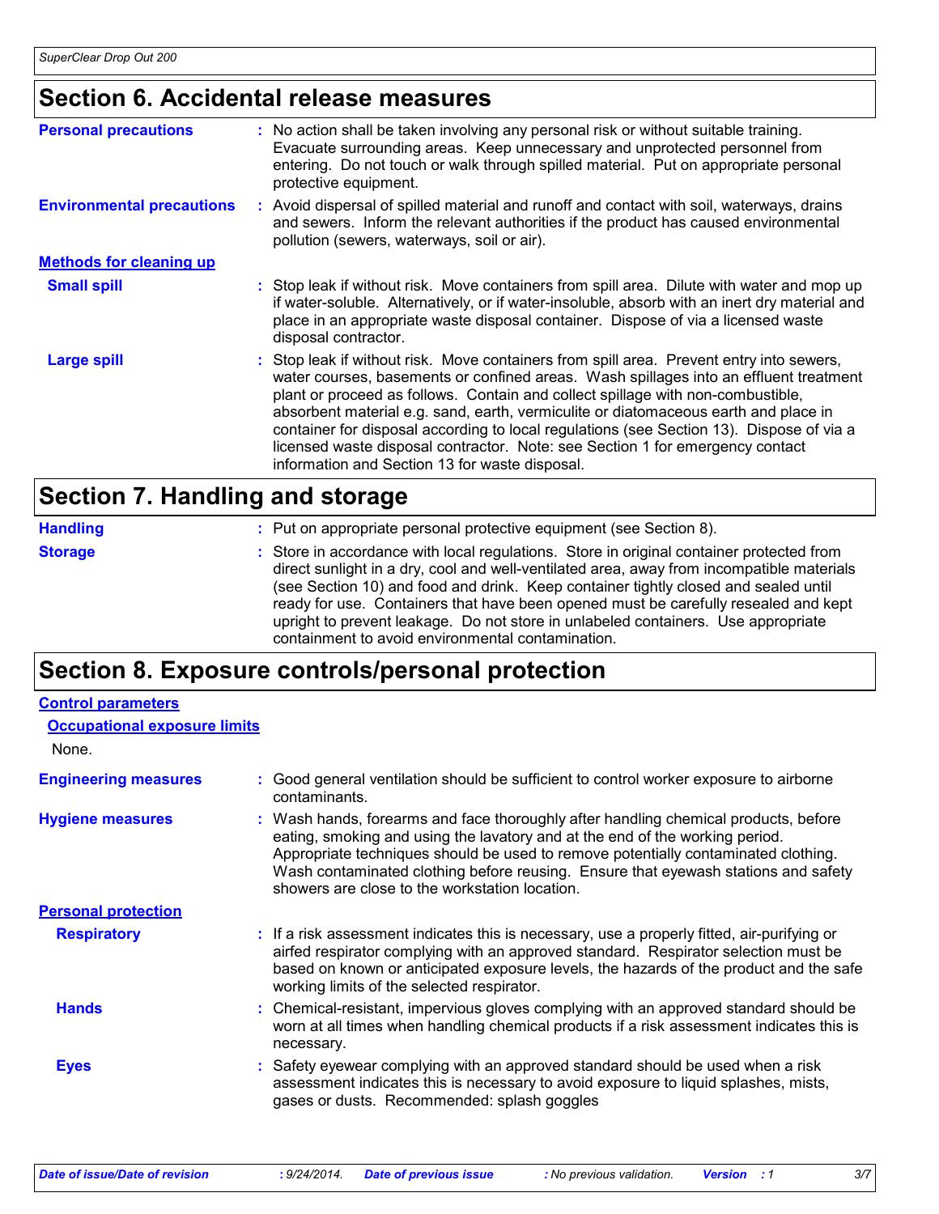## Section 6. Accidental release measures

**Personal precautions** : No action shall be taken involving any personal risk or without suitable training. Evacuate surrounding areas. Keep unnecessary and unprotected personnel from entering. Do not touch or walk through spilled material. Put on appropriate personal protective equipment.

**Environmental precautions** : Avoid dispersal of spilled material and runoff and contact with soil, waterways, drains and sewers. Inform the relevant authorities if the product has caused environmental pollution (sewers, waterways, soil or air).

**Methods for cleaning up**

**Small spill** : Stop leak if without risk. Move containers from spill area. Dilute with water and mop up if water-soluble. Alternatively, or if water-insoluble, absorb with an inert dry material and place in an appropriate waste disposal container. Dispose of via a licensed waste disposal contractor.

**Large spill** : Stop leak if without risk. Move containers from spill area. Prevent entry into sewers, water courses, basements or confined areas. Wash spillages into an effluent treatment plant or proceed as follows. Contain and collect spillage with non-combustible, absorbent material e.g. sand, earth, vermiculite or diatomaceous earth and place in container for disposal according to local regulations (see Section 13). Dispose of via a licensed waste disposal contractor. Note: see Section 1 for emergency contact information and Section 13 for waste disposal.

## Section 7. Handling and storage

**Handling** : Put on appropriate personal protective equipment (see Section 8).

**Storage** : Store in accordance with local regulations. Store in original container protected from direct sunlight in a dry, cool and well-ventilated area, away from incompatible materials (see Section 10) and food and drink. Keep container tightly closed and sealed until ready for use. Containers that have been opened must be carefully resealed and kept upright to prevent leakage. Do not store in unlabeled containers. Use appropriate containment to avoid environmental contamination.

## Section 8. Exposure controls/personal protection

**Control parameters**

**Occupational exposure limits**

None.

**Engineering measures** : Good general ventilation should be sufficient to control worker exposure to airborne contaminants.

**Hygiene measures** : Wash hands, forearms and face thoroughly after handling chemical products, before eating, smoking and using the lavatory and at the end of the working period. Appropriate techniques should be used to remove potentially contaminated clothing. Wash contaminated clothing before reusing. Ensure that eyewash stations and safety showers are close to the workstation location.

**Personal protection**

**Respiratory** : If a risk assessment indicates this is necessary, use a properly fitted, air-purifying or airfed respirator complying with an approved standard. Respirator selection must be based on known or anticipated exposure levels, the hazards of the product and the safe working limits of the selected respirator.

**Hands** : Chemical-resistant, impervious gloves complying with an approved standard should be worn at all times when handling chemical products if a risk assessment indicates this is necessary.

**Eyes** : Safety eyewear complying with an approved standard should be used when a risk assessment indicates this is necessary to avoid exposure to liquid splashes, mists, gases or dusts. Recommended: splash goggles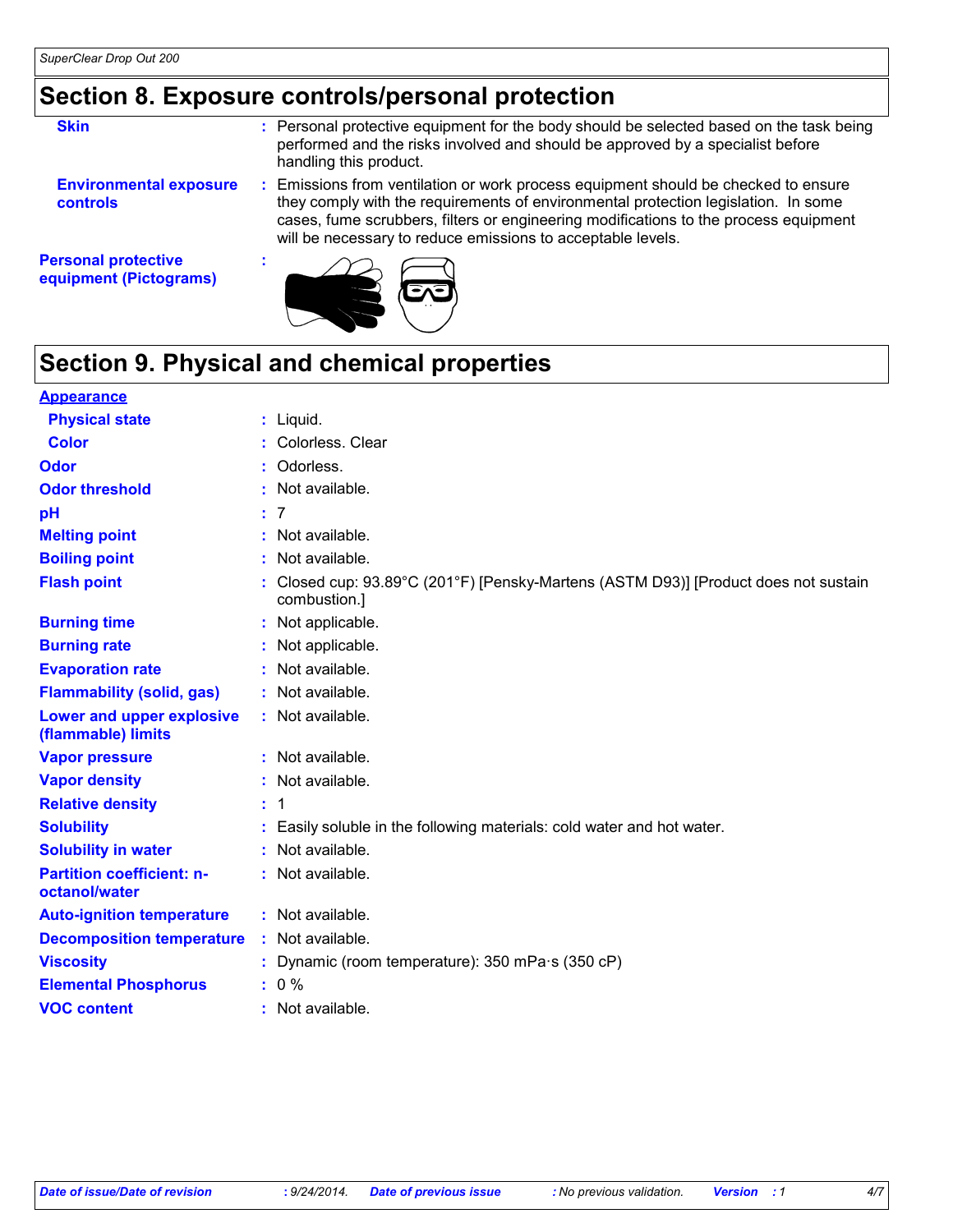## Section 8. Exposure controls/personal protection

| | |
|---|---|
| **Skin** | Personal protective equipment for the body should be selected based on the task being performed and the risks involved and should be approved by a specialist before handling this product. |
| **Environmental exposure controls** | Emissions from ventilation or work process equipment should be checked to ensure they comply with the requirements of environmental protection legislation. In some cases, fume scrubbers, filters or engineering modifications to the process equipment will be necessary to reduce emissions to acceptable levels. |
| **Personal protective equipment (Pictograms)** | |

## Section 9. Physical and chemical properties

| | |
|---|---|
| **Appearance** | |
| **Physical state** | Liquid. |
| **Color** | Colorless. Clear |
| **Odor** | Odorless. |
| **Odor threshold** | Not available. |
| **pH** | 7 |
| **Melting point** | Not available. |
| **Boiling point** | Not available. |
| **Flash point** | Closed cup: 93.89°C (201°F) [Pensky-Martens (ASTM D93)] [Product does not sustain combustion.] |
| **Burning time** | Not applicable. |
| **Burning rate** | Not applicable. |
| **Evaporation rate** | Not available. |
| **Flammability (solid, gas)** | Not available. |
| **Lower and upper explosive (flammable) limits** | Not available. |
| **Vapor pressure** | Not available. |
| **Vapor density** | Not available. |
| **Relative density** | 1 |
| **Solubility** | Easily soluble in the following materials: cold water and hot water. |
| **Solubility in water** | Not available. |
| **Partition coefficient: n-octanol/water** | Not available. |
| **Auto-ignition temperature** | Not available. |
| **Decomposition temperature** | Not available. |
| **Viscosity** | Dynamic (room temperature): 350 mPa·s (350 cP) |
| **Elemental Phosphorus** | 0 % |
| **VOC content** | Not available. |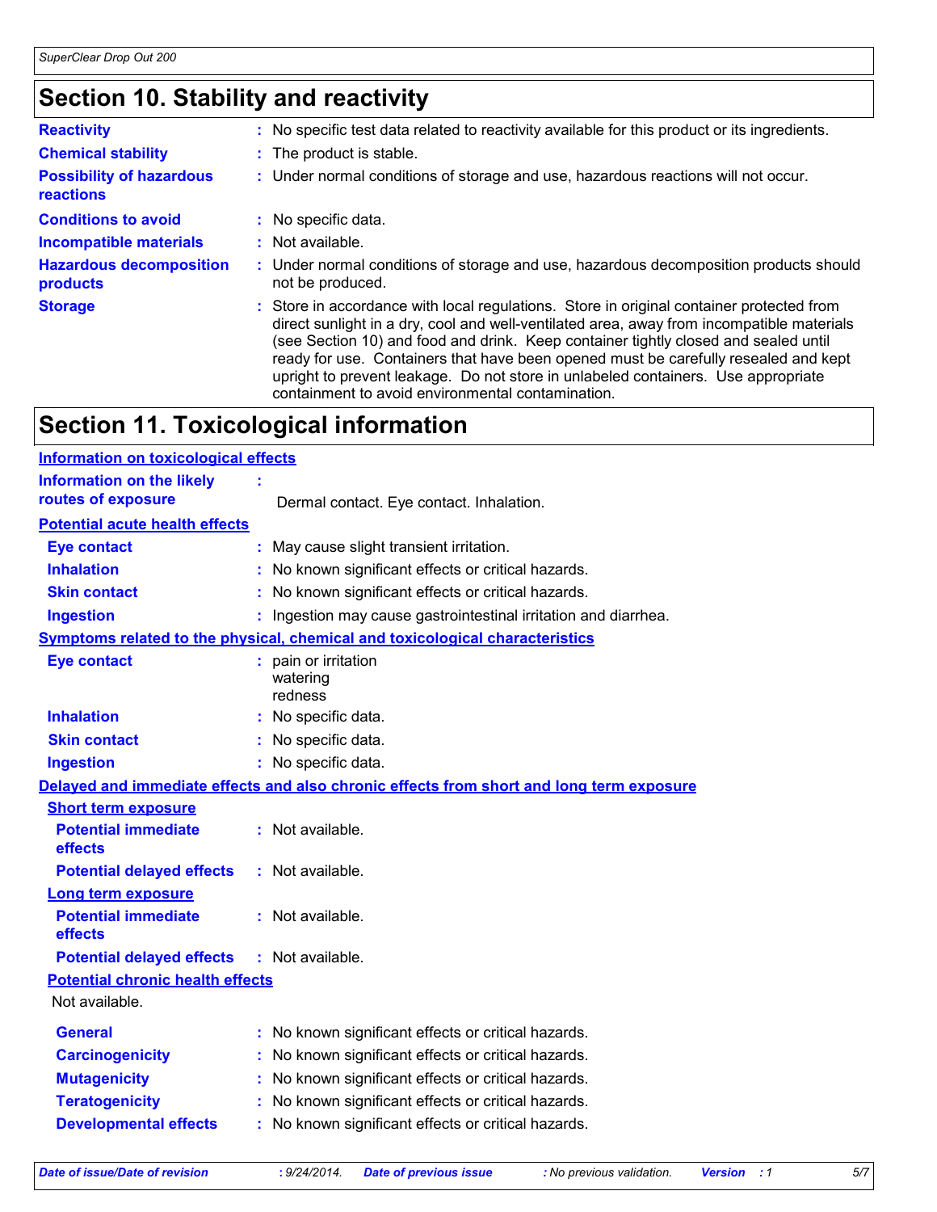## Section 10. Stability and reactivity

**Reactivity** : No specific test data related to reactivity available for this product or its ingredients.

**Chemical stability** : The product is stable.

**Possibility of hazardous reactions** : Under normal conditions of storage and use, hazardous reactions will not occur.

**Conditions to avoid** : No specific data.

**Incompatible materials** : Not available.

**Hazardous decomposition products** : Under normal conditions of storage and use, hazardous decomposition products should not be produced.

**Storage** : Store in accordance with local regulations. Store in original container protected from direct sunlight in a dry, cool and well-ventilated area, away from incompatible materials (see Section 10) and food and drink. Keep container tightly closed and sealed until ready for use. Containers that have been opened must be carefully resealed and kept upright to prevent leakage. Do not store in unlabeled containers. Use appropriate containment to avoid environmental contamination.

## Section 11. Toxicological information

**Information on toxicological effects**

**Information on the likely routes of exposure** : Dermal contact. Eye contact. Inhalation.

**Potential acute health effects**

**Eye contact** : May cause slight transient irritation.

**Inhalation** : No known significant effects or critical hazards.

**Skin contact** : No known significant effects or critical hazards.

**Ingestion** : Ingestion may cause gastrointestinal irritation and diarrhea.

**Symptoms related to the physical, chemical and toxicological characteristics**

**Eye contact** : pain or irritation
watering
redness

**Inhalation** : No specific data.

**Skin contact** : No specific data.

**Ingestion** : No specific data.

**Delayed and immediate effects and also chronic effects from short and long term exposure**

**Short term exposure**

**Potential immediate effects** : Not available.

**Potential delayed effects** : Not available.

**Long term exposure**

**Potential immediate effects** : Not available.

**Potential delayed effects** : Not available.

**Potential chronic health effects**

Not available.

**General** : No known significant effects or critical hazards.

**Carcinogenicity** : No known significant effects or critical hazards.

**Mutagenicity** : No known significant effects or critical hazards.

**Teratogenicity** : No known significant effects or critical hazards.

**Developmental effects** : No known significant effects or critical hazards.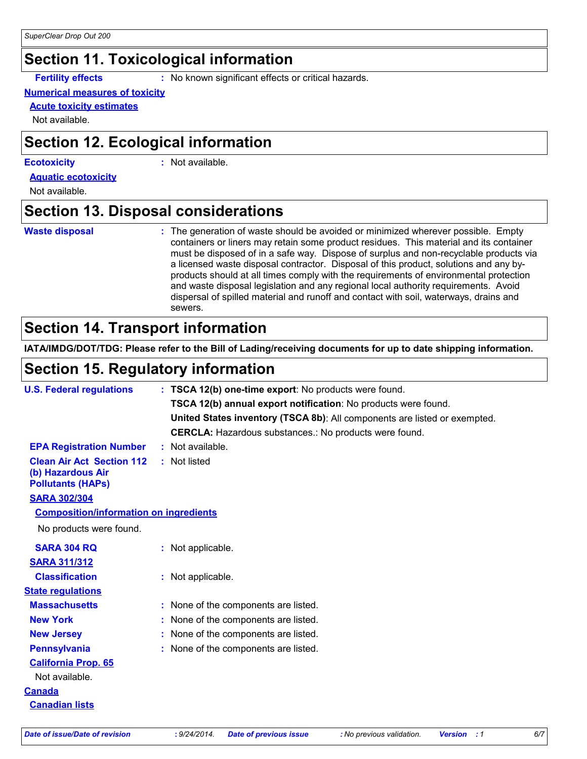## Section 11. Toxicological information

**Fertility effects** : No known significant effects or critical hazards.

**Numerical measures of toxicity**

**Acute toxicity estimates**

Not available.

## Section 12. Ecological information

**Ecotoxicity** : Not available.

**Aquatic ecotoxicity**

Not available.

## Section 13. Disposal considerations

**Waste disposal** : The generation of waste should be avoided or minimized wherever possible. Empty containers or liners may retain some product residues. This material and its container must be disposed of in a safe way. Dispose of surplus and non-recyclable products via a licensed waste disposal contractor. Disposal of this product, solutions and any by-products should at all times comply with the requirements of environmental protection and waste disposal legislation and any regional local authority requirements. Avoid dispersal of spilled material and runoff and contact with soil, waterways, drains and sewers.

## Section 14. Transport information

**IATA/IMDG/DOT/TDG: Please refer to the Bill of Lading/receiving documents for up to date shipping information.**

## Section 15. Regulatory information

**U.S. Federal regulations** : **TSCA 12(b) one-time export**: No products were found.
**TSCA 12(b) annual export notification**: No products were found.
**United States inventory (TSCA 8b)**: All components are listed or exempted.
**CERCLA:** Hazardous substances.: No products were found.

**EPA Registration Number** : Not available.

**Clean Air Act Section 112 (b) Hazardous Air Pollutants (HAPs)** : Not listed

**SARA 302/304**

**Composition/information on ingredients**

No products were found.

**SARA 304 RQ** : Not applicable.

**SARA 311/312**

**Classification** : Not applicable.

**State regulations**

**Massachusetts** : None of the components are listed.

**New York** : None of the components are listed.

**New Jersey** : None of the components are listed.

**Pennsylvania** : None of the components are listed.

**California Prop. 65**

Not available.

**Canada**

**Canadian lists**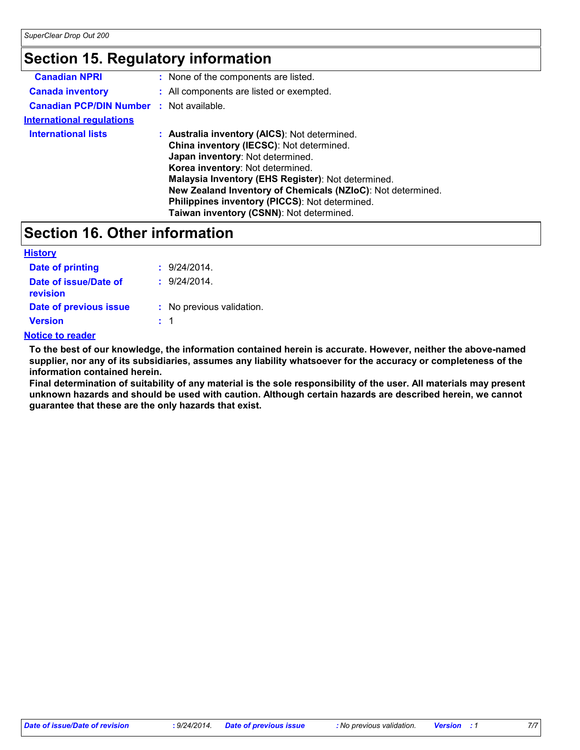## Section 15. Regulatory information

**Canadian NPRI** : None of the components are listed.

**Canada inventory** : All components are listed or exempted.

**Canadian PCP/DIN Number** : Not available.

### International regulations

**International lists** :
**Australia inventory (AICS)**: Not determined.
**China inventory (IECSC)**: Not determined.
**Japan inventory**: Not determined.
**Korea inventory**: Not determined.
**Malaysia Inventory (EHS Register)**: Not determined.
**New Zealand Inventory of Chemicals (NZIoC)**: Not determined.
**Philippines inventory (PICCS)**: Not determined.
**Taiwan inventory (CSNN)**: Not determined.

## Section 16. Other information

### History

**Date of printing** : 9/24/2014.

**Date of issue/Date of revision** : 9/24/2014.

**Date of previous issue** : No previous validation.

**Version** : 1

### Notice to reader

**To the best of our knowledge, the information contained herein is accurate. However, neither the above-named supplier, nor any of its subsidiaries, assumes any liability whatsoever for the accuracy or completeness of the information contained herein.**

**Final determination of suitability of any material is the sole responsibility of the user. All materials may present unknown hazards and should be used with caution. Although certain hazards are described herein, we cannot guarantee that these are the only hazards that exist.**